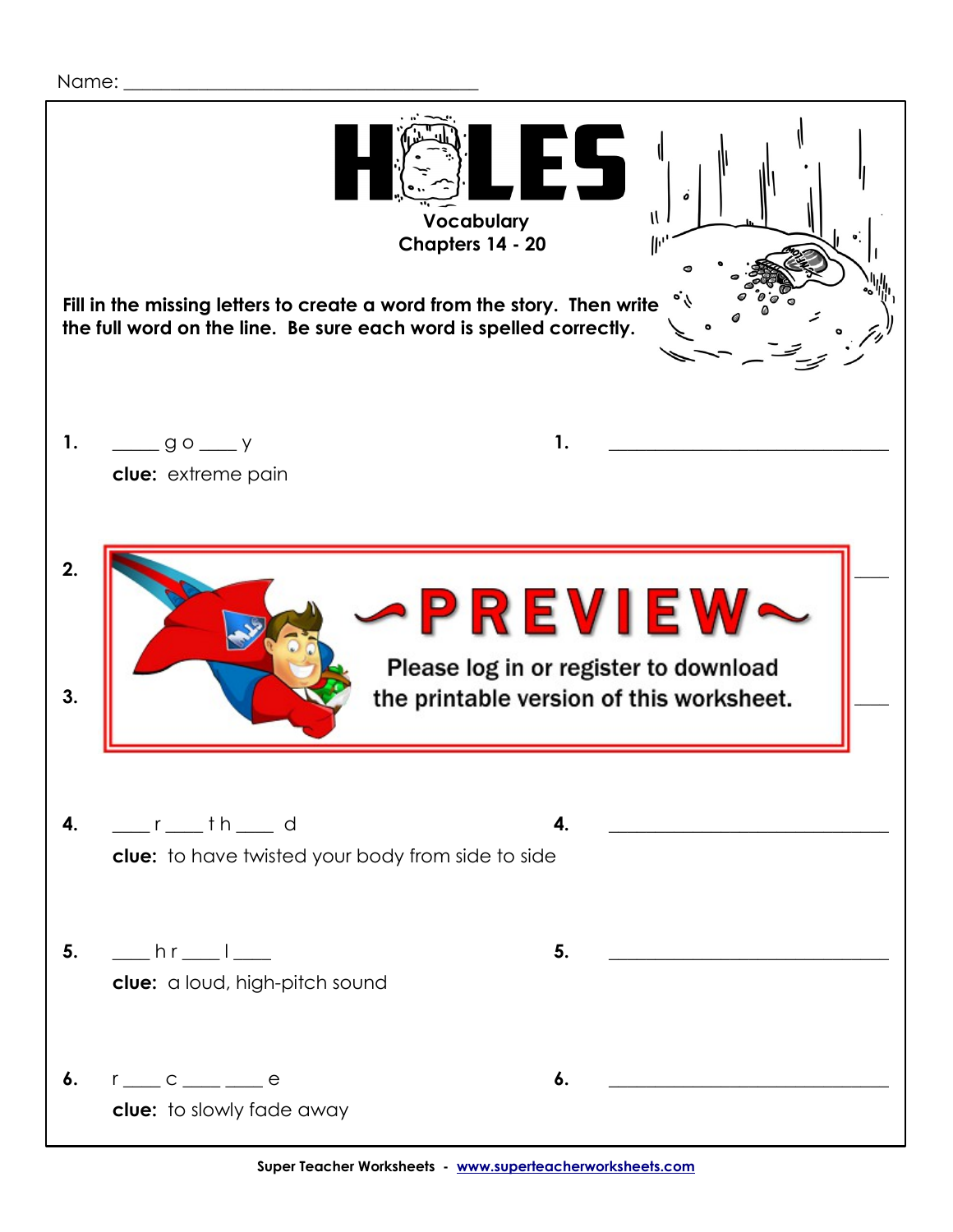Name: ______________________________________

# HOLES

**Vocabulary**
**Chapters 14 - 20**

**Fill in the missing letters to create a word from the story. Then write the full word on the line. Be sure each word is spelled correctly.**

**1.** _____ g o ____ y

**clue:** extreme pain

**1.** ______________________________

**2.**

**3.**

~PREVIEW~

Please log in or register to download the printable version of this worksheet.

**4.** ____ r ____ t h ____ d

**clue:** to have twisted your body from side to side

**4.** ______________________________

**5.** ____ h r ____ l ____

**clue:** a loud, high-pitch sound

**5.** ______________________________

**6.** r ____ c ____ ____ e

**clue:** to slowly fade away

**6.** ______________________________

Super Teacher Worksheets - www.superteacherworksheets.com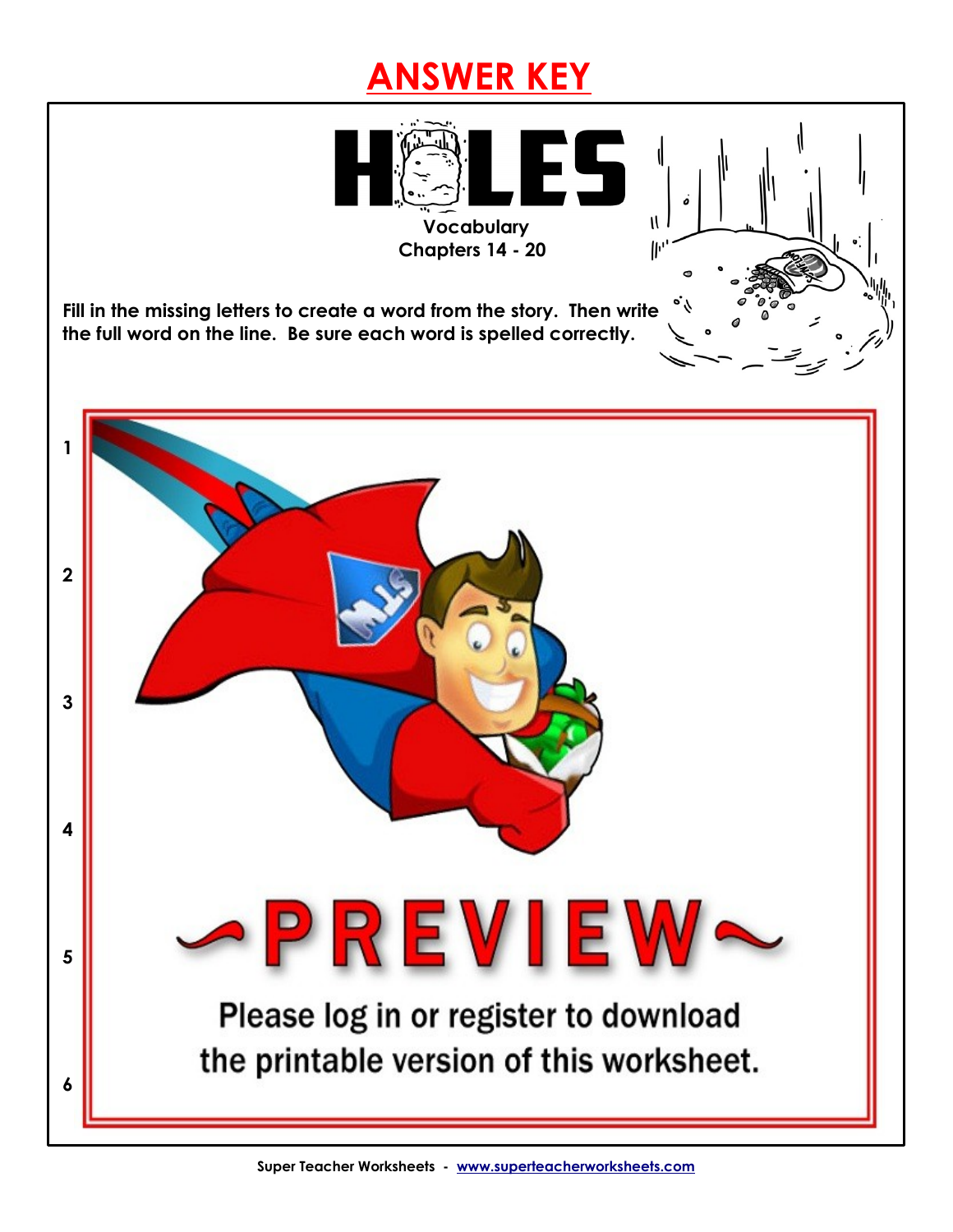# ANSWER KEY

## HOLES

### Vocabulary
### Chapters 14 - 20

**Fill in the missing letters to create a word from the story. Then write the full word on the line. Be sure each word is spelled correctly.**

1

2

3

4

5

6

~PREVIEW~

Please log in or register to download the printable version of this worksheet.

Super Teacher Worksheets - www.superteacherworksheets.com